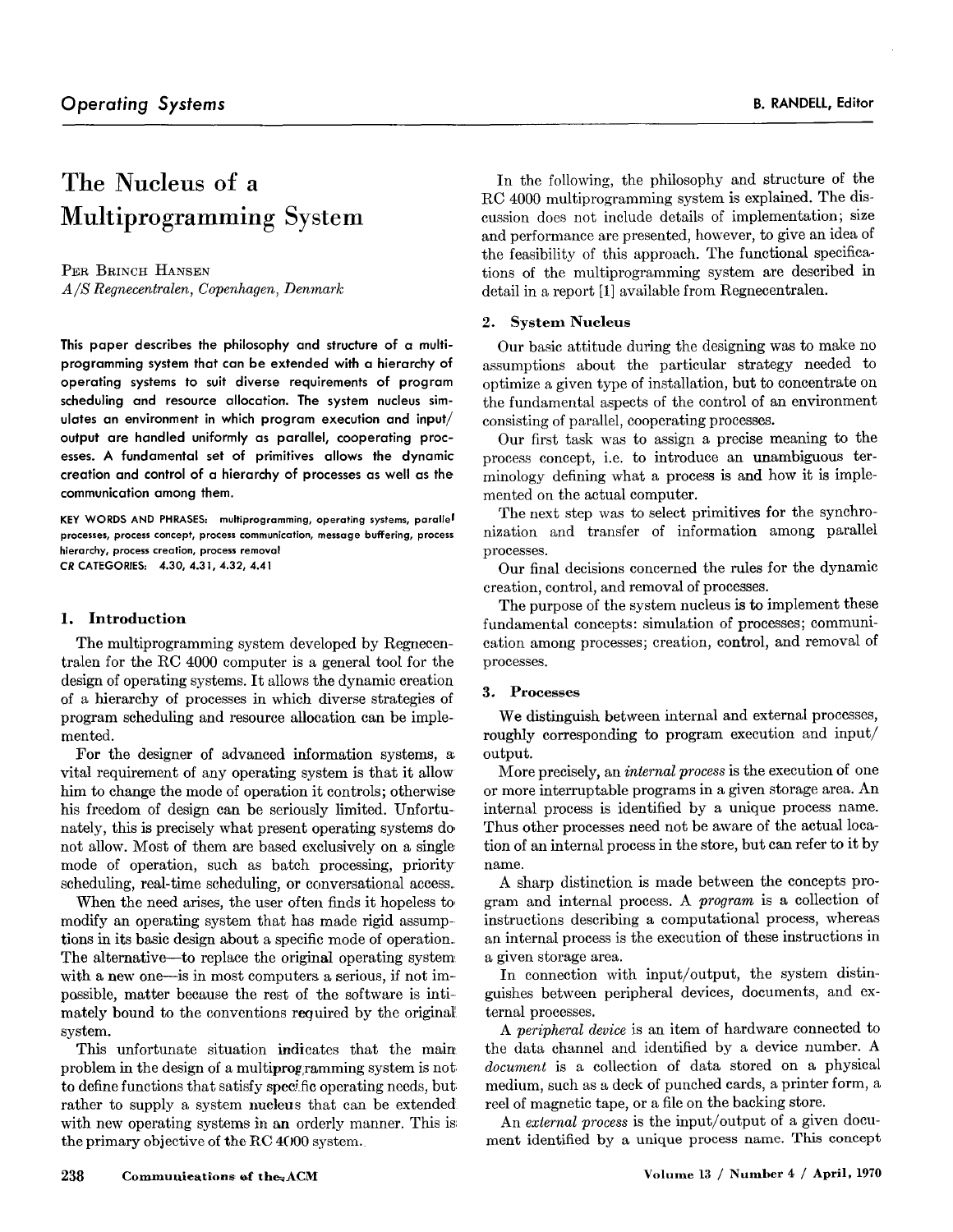# The Nucleus of a Multiprogramming System

Per Brinch Hansen
*A/S Regnecentralen, Copenhagen, Denmark*

**This paper describes the philosophy and structure of a multiprogramming system that can be extended with a hierarchy of operating systems to suit diverse requirements of program scheduling and resource allocation. The system nucleus simulates an environment in which program execution and input/output are handled uniformly as parallel, cooperating processes. A fundamental set of primitives allows the dynamic creation and control of a hierarchy of processes as well as the communication among them.**

KEY WORDS AND PHRASES: multiprogramming, operating systems, parallel processes, process concept, process communication, message buffering, process hierarchy, process creation, process removal

CR CATEGORIES: 4.30, 4.31, 4.32, 4.41

## 1. Introduction

The multiprogramming system developed by Regnecentralen for the RC 4000 computer is a general tool for the design of operating systems. It allows the dynamic creation of a hierarchy of processes in which diverse strategies of program scheduling and resource allocation can be implemented.

For the designer of advanced information systems, a vital requirement of any operating system is that it allow him to change the mode of operation it controls; otherwise his freedom of design can be seriously limited. Unfortunately, this is precisely what present operating systems do not allow. Most of them are based exclusively on a single mode of operation, such as batch processing, priority scheduling, real-time scheduling, or conversational access.

When the need arises, the user often finds it hopeless to modify an operating system that has made rigid assumptions in its basic design about a specific mode of operation. The alternative—to replace the original operating system with a new one—is in most computers a serious, if not impossible, matter because the rest of the software is intimately bound to the conventions required by the original system.

This unfortunate situation indicates that the main problem in the design of a multiprogramming system is not to define functions that satisfy specific operating needs, but rather to supply a system nucleus that can be extended with new operating systems in an orderly manner. This is the primary objective of the RC 4000 system.

In the following, the philosophy and structure of the RC 4000 multiprogramming system is explained. The discussion does not include details of implementation; size and performance are presented, however, to give an idea of the feasibility of this approach. The functional specifications of the multiprogramming system are described in detail in a report [1] available from Regnecentralen.

## 2. System Nucleus

Our basic attitude during the designing was to make no assumptions about the particular strategy needed to optimize a given type of installation, but to concentrate on the fundamental aspects of the control of an environment consisting of parallel, cooperating processes.

Our first task was to assign a precise meaning to the process concept, i.e. to introduce an unambiguous terminology defining what a process is and how it is implemented on the actual computer.

The next step was to select primitives for the synchronization and transfer of information among parallel processes.

Our final decisions concerned the rules for the dynamic creation, control, and removal of processes.

The purpose of the system nucleus is to implement these fundamental concepts: simulation of processes; communication among processes; creation, control, and removal of processes.

## 3. Processes

We distinguish between internal and external processes, roughly corresponding to program execution and input/output.

More precisely, an *internal process* is the execution of one or more interruptable programs in a given storage area. An internal process is identified by a unique process name. Thus other processes need not be aware of the actual location of an internal process in the store, but can refer to it by name.

A sharp distinction is made between the concepts program and internal process. A *program* is a collection of instructions describing a computational process, whereas an internal process is the execution of these instructions in a given storage area.

In connection with input/output, the system distinguishes between peripheral devices, documents, and external processes.

A *peripheral device* is an item of hardware connected to the data channel and identified by a device number. A *document* is a collection of data stored on a physical medium, such as a deck of punched cards, a printer form, a reel of magnetic tape, or a file on the backing store.

An *external process* is the input/output of a given document identified by a unique process name. This concept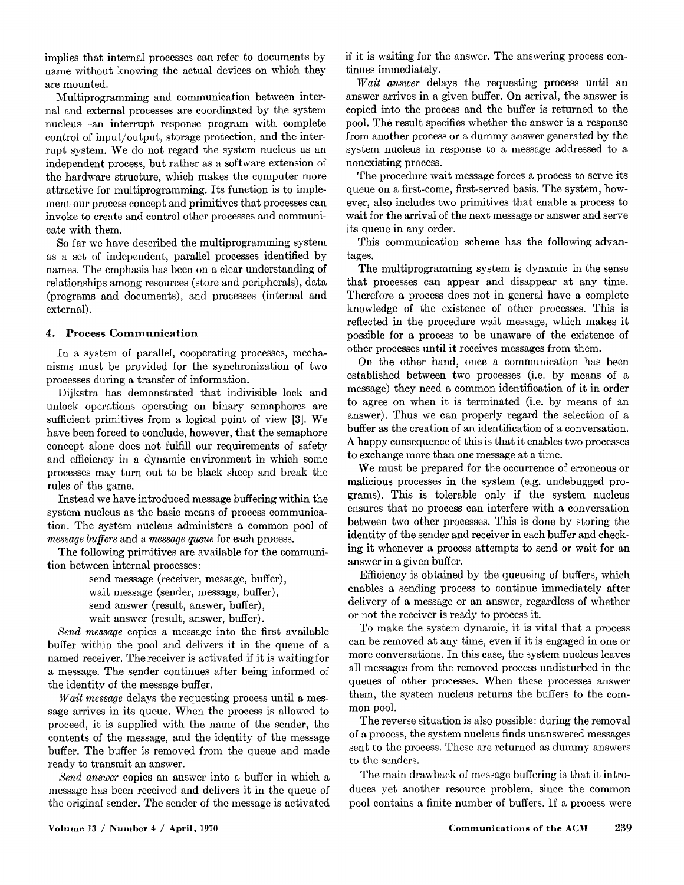implies that internal processes can refer to documents by name without knowing the actual devices on which they are mounted.

Multiprogramming and communication between internal and external processes are coordinated by the system nucleus—an interrupt response program with complete control of input/output, storage protection, and the interrupt system. We do not regard the system nucleus as an independent process, but rather as a software extension of the hardware structure, which makes the computer more attractive for multiprogramming. Its function is to implement our process concept and primitives that processes can invoke to create and control other processes and communicate with them.

So far we have described the multiprogramming system as a set of independent, parallel processes identified by names. The emphasis has been on a clear understanding of relationships among resources (store and peripherals), data (programs and documents), and processes (internal and external).

## 4. Process Communication

In a system of parallel, cooperating processes, mechanisms must be provided for the synchronization of two processes during a transfer of information.

Dijkstra has demonstrated that indivisible lock and unlock operations operating on binary semaphores are sufficient primitives from a logical point of view [3]. We have been forced to conclude, however, that the semaphore concept alone does not fulfill our requirements of safety and efficiency in a dynamic environment in which some processes may turn out to be black sheep and break the rules of the game.

Instead we have introduced message buffering within the system nucleus as the basic means of process communication. The system nucleus administers a common pool of *message buffers* and a *message queue* for each process.

The following primitives are available for the communication between internal processes:

send message (receiver, message, buffer),
wait message (sender, message, buffer),
send answer (result, answer, buffer),
wait answer (result, answer, buffer).

*Send message* copies a message into the first available buffer within the pool and delivers it in the queue of a named receiver. The receiver is activated if it is waiting for a message. The sender continues after being informed of the identity of the message buffer.

*Wait message* delays the requesting process until a message arrives in its queue. When the process is allowed to proceed, it is supplied with the name of the sender, the contents of the message, and the identity of the message buffer. The buffer is removed from the queue and made ready to transmit an answer.

*Send answer* copies an answer into a buffer in which a message has been received and delivers it in the queue of the original sender. The sender of the message is activated if it is waiting for the answer. The answering process continues immediately.

*Wait answer* delays the requesting process until an answer arrives in a given buffer. On arrival, the answer is copied into the process and the buffer is returned to the pool. The result specifies whether the answer is a response from another process or a dummy answer generated by the system nucleus in response to a message addressed to a nonexisting process.

The procedure wait message forces a process to serve its queue on a first-come, first-served basis. The system, however, also includes two primitives that enable a process to wait for the arrival of the next message or answer and serve its queue in any order.

This communication scheme has the following advantages.

The multiprogramming system is dynamic in the sense that processes can appear and disappear at any time. Therefore a process does not in general have a complete knowledge of the existence of other processes. This is reflected in the procedure wait message, which makes it possible for a process to be unaware of the existence of other processes until it receives messages from them.

On the other hand, once a communication has been established between two processes (i.e. by means of a message) they need a common identification of it in order to agree on when it is terminated (i.e. by means of an answer). Thus we can properly regard the selection of a buffer as the creation of an identification of a conversation. A happy consequence of this is that it enables two processes to exchange more than one message at a time.

We must be prepared for the occurrence of erroneous or malicious processes in the system (e.g. undebugged programs). This is tolerable only if the system nucleus ensures that no process can interfere with a conversation between two other processes. This is done by storing the identity of the sender and receiver in each buffer and checking it whenever a process attempts to send or wait for an answer in a given buffer.

Efficiency is obtained by the queueing of buffers, which enables a sending process to continue immediately after delivery of a message or an answer, regardless of whether or not the receiver is ready to process it.

To make the system dynamic, it is vital that a process can be removed at any time, even if it is engaged in one or more conversations. In this case, the system nucleus leaves all messages from the removed process undisturbed in the queues of other processes. When these processes answer them, the system nucleus returns the buffers to the common pool.

The reverse situation is also possible: during the removal of a process, the system nucleus finds unanswered messages sent to the process. These are returned as dummy answers to the senders.

The main drawback of message buffering is that it introduces yet another resource problem, since the common pool contains a finite number of buffers. If a process were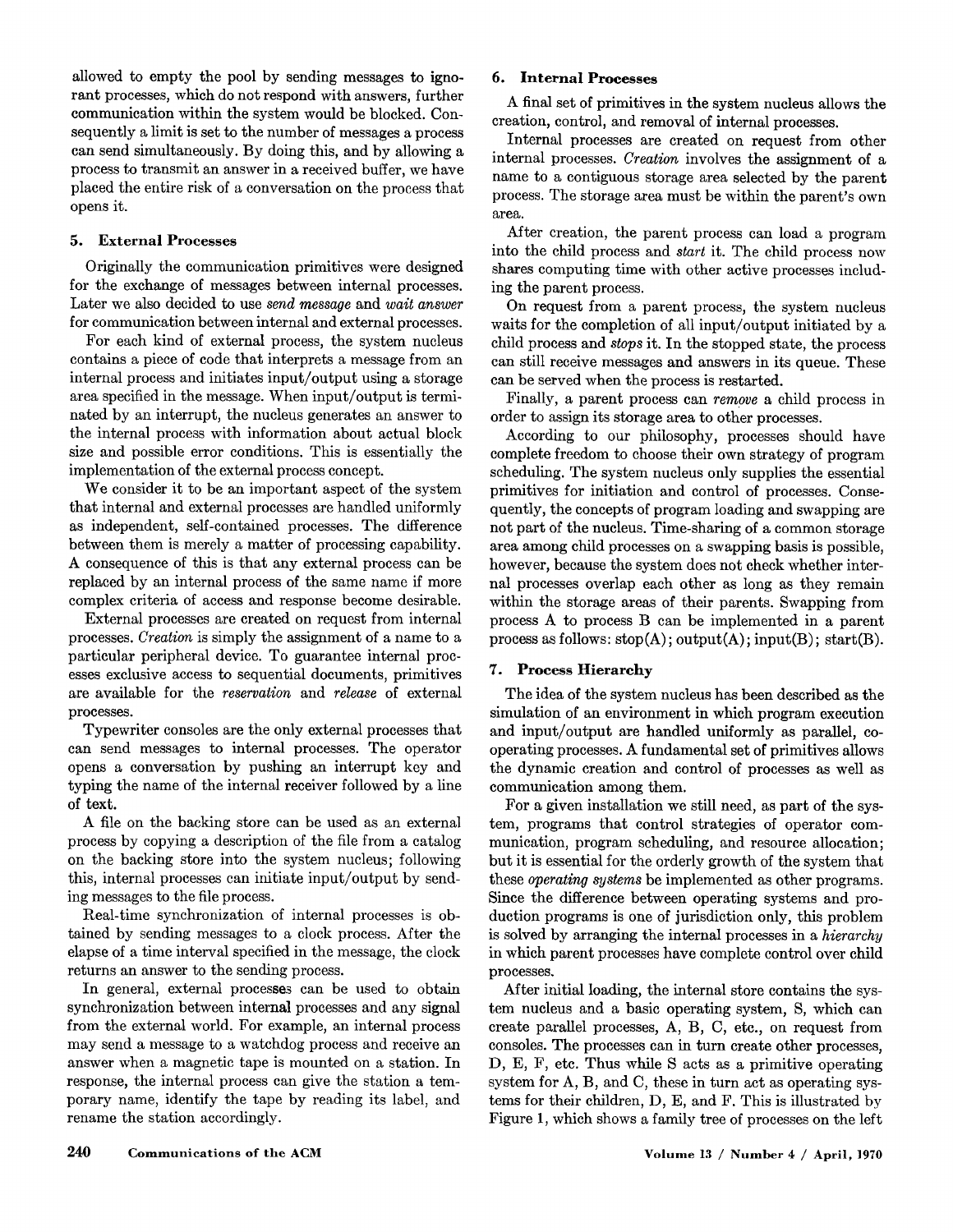allowed to empty the pool by sending messages to ignorant processes, which do not respond with answers, further communication within the system would be blocked. Consequently a limit is set to the number of messages a process can send simultaneously. By doing this, and by allowing a process to transmit an answer in a received buffer, we have placed the entire risk of a conversation on the process that opens it.

## 5. External Processes

Originally the communication primitives were designed for the exchange of messages between internal processes. Later we also decided to use *send message* and *wait answer* for communication between internal and external processes.

For each kind of external process, the system nucleus contains a piece of code that interprets a message from an internal process and initiates input/output using a storage area specified in the message. When input/output is terminated by an interrupt, the nucleus generates an answer to the internal process with information about actual block size and possible error conditions. This is essentially the implementation of the external process concept.

We consider it to be an important aspect of the system that internal and external processes are handled uniformly as independent, self-contained processes. The difference between them is merely a matter of processing capability. A consequence of this is that any external process can be replaced by an internal process of the same name if more complex criteria of access and response become desirable.

External processes are created on request from internal processes. *Creation* is simply the assignment of a name to a particular peripheral device. To guarantee internal processes exclusive access to sequential documents, primitives are available for the *reservation* and *release* of external processes.

Typewriter consoles are the only external processes that can send messages to internal processes. The operator opens a conversation by pushing an interrupt key and typing the name of the internal receiver followed by a line of text.

A file on the backing store can be used as an external process by copying a description of the file from a catalog on the backing store into the system nucleus; following this, internal processes can initiate input/output by sending messages to the file process.

Real-time synchronization of internal processes is obtained by sending messages to a clock process. After the elapse of a time interval specified in the message, the clock returns an answer to the sending process.

In general, external processes can be used to obtain synchronization between internal processes and any signal from the external world. For example, an internal process may send a message to a watchdog process and receive an answer when a magnetic tape is mounted on a station. In response, the internal process can give the station a temporary name, identify the tape by reading its label, and rename the station accordingly.

## 6. Internal Processes

A final set of primitives in the system nucleus allows the creation, control, and removal of internal processes.

Internal processes are created on request from other internal processes. *Creation* involves the assignment of a name to a contiguous storage area selected by the parent process. The storage area must be within the parent's own area.

After creation, the parent process can load a program into the child process and *start* it. The child process now shares computing time with other active processes including the parent process.

On request from a parent process, the system nucleus waits for the completion of all input/output initiated by a child process and *stops* it. In the stopped state, the process can still receive messages and answers in its queue. These can be served when the process is restarted.

Finally, a parent process can *remove* a child process in order to assign its storage area to other processes.

According to our philosophy, processes should have complete freedom to choose their own strategy of program scheduling. The system nucleus only supplies the essential primitives for initiation and control of processes. Consequently, the concepts of program loading and swapping are not part of the nucleus. Time-sharing of a common storage area among child processes on a swapping basis is possible, however, because the system does not check whether internal processes overlap each other as long as they remain within the storage areas of their parents. Swapping from process A to process B can be implemented in a parent process as follows: stop(A); output(A); input(B); start(B).

## 7. Process Hierarchy

The idea of the system nucleus has been described as the simulation of an environment in which program execution and input/output are handled uniformly as parallel, cooperating processes. A fundamental set of primitives allows the dynamic creation and control of processes as well as communication among them.

For a given installation we still need, as part of the system, programs that control strategies of operator communication, program scheduling, and resource allocation; but it is essential for the orderly growth of the system that these *operating systems* be implemented as other programs. Since the difference between operating systems and production programs is one of jurisdiction only, this problem is solved by arranging the internal processes in a *hierarchy* in which parent processes have complete control over child processes.

After initial loading, the internal store contains the system nucleus and a basic operating system, S, which can create parallel processes, A, B, C, etc., on request from consoles. The processes can in turn create other processes, D, E, F, etc. Thus while S acts as a primitive operating system for A, B, and C, these in turn act as operating systems for their children, D, E, and F. This is illustrated by Figure 1, which shows a family tree of processes on the left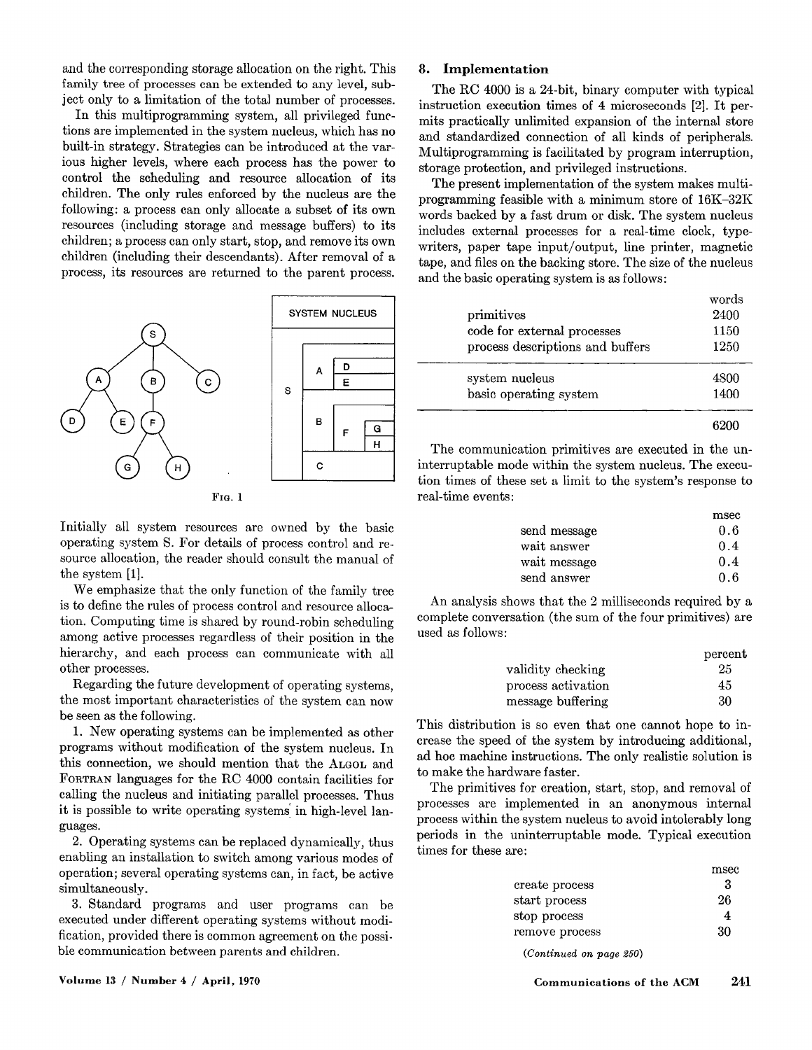and the corresponding storage allocation on the right. This family tree of processes can be extended to any level, subject only to a limitation of the total number of processes.

In this multiprogramming system, all privileged functions are implemented in the system nucleus, which has no built-in strategy. Strategies can be introduced at the various higher levels, where each process has the power to control the scheduling and resource allocation of its children. The only rules enforced by the nucleus are the following: a process can only allocate a subset of its own resources (including storage and message buffers) to its children; a process can only start, stop, and remove its own children (including their descendants). After removal of a process, its resources are returned to the parent process.

Fig. 1

Initially all system resources are owned by the basic operating system S. For details of process control and resource allocation, the reader should consult the manual of the system [1].

We emphasize that the only function of the family tree is to define the rules of process control and resource allocation. Computing time is shared by round-robin scheduling among active processes regardless of their position in the hierarchy, and each process can communicate with all other processes.

Regarding the future development of operating systems, the most important characteristics of the system can now be seen as the following.

1. New operating systems can be implemented as other programs without modification of the system nucleus. In this connection, we should mention that the ALGOL and FORTRAN languages for the RC 4000 contain facilities for calling the nucleus and initiating parallel processes. Thus it is possible to write operating systems in high-level languages.

2. Operating systems can be replaced dynamically, thus enabling an installation to switch among various modes of operation; several operating systems can, in fact, be active simultaneously.

3. Standard programs and user programs can be executed under different operating systems without modification, provided there is common agreement on the possible communication between parents and children.

## 8. Implementation

The RC 4000 is a 24-bit, binary computer with typical instruction execution times of 4 microseconds [2]. It permits practically unlimited expansion of the internal store and standardized connection of all kinds of peripherals. Multiprogramming is facilitated by program interruption, storage protection, and privileged instructions.

The present implementation of the system makes multiprogramming feasible with a minimum store of 16K–32K words backed by a fast drum or disk. The system nucleus includes external processes for a real-time clock, typewriters, paper tape input/output, line printer, magnetic tape, and files on the backing store. The size of the nucleus and the basic operating system is as follows:

| | words |
|---|---|
| primitives | 2400 |
| code for external processes | 1150 |
| process descriptions and buffers | 1250 |
| system nucleus | 4800 |
| basic operating system | 1400 |
| | 6200 |

The communication primitives are executed in the uninterruptable mode within the system nucleus. The execution times of these set a limit to the system's response to real-time events:

| | msec |
|---|---|
| send message | 0.6 |
| wait answer | 0.4 |
| wait message | 0.4 |
| send answer | 0.6 |

An analysis shows that the 2 milliseconds required by a complete conversation (the sum of the four primitives) are used as follows:

| | percent |
|---|---|
| validity checking | 25 |
| process activation | 45 |
| message buffering | 30 |

This distribution is so even that one cannot hope to increase the speed of the system by introducing additional, ad hoc machine instructions. The only realistic solution is to make the hardware faster.

The primitives for creation, start, stop, and removal of processes are implemented in an anonymous internal process within the system nucleus to avoid intolerably long periods in the uninterruptable mode. Typical execution times for these are:

| | msec |
|---|---|
| create process | 3 |
| start process | 26 |
| stop process | 4 |
| remove process | 30 |

*(Continued on page 250)*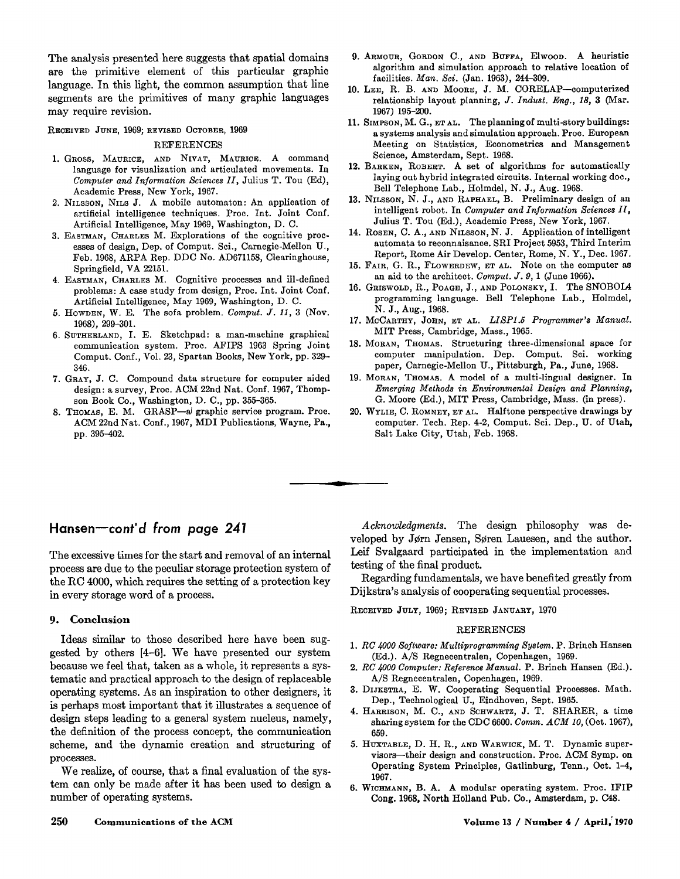The analysis presented here suggests that spatial domains are the primitive element of this particular graphic language. In this light, the common assumption that line segments are the primitives of many graphic languages may require revision.

RECEIVED JUNE, 1969; REVISED OCTOBER, 1969

### REFERENCES

1. GROSS, MAURICE, AND NIVAT, MAURICE. A command language for visualization and articulated movements. In *Computer and Information Sciences II*, Julius T. Tou (Ed), Academic Press, New York, 1967.
2. NILSSON, NILS J. A mobile automaton: An application of artificial intelligence techniques. Proc. Int. Joint Conf. Artificial Intelligence, May 1969, Washington, D. C.
3. EASTMAN, CHARLES M. Explorations of the cognitive processes of design, Dep. of Comput. Sci., Carnegie-Mellon U., Feb. 1968, ARPA Rep. DDC No. AD671158, Clearinghouse, Springfield, VA 22151.
4. EASTMAN, CHARLES M. Cognitive processes and ill-defined problems: A case study from design, Proc. Int. Joint Conf. Artificial Intelligence, May 1969, Washington, D. C.
5. HOWDEN, W. E. The sofa problem. *Comput. J. 11*, 3 (Nov. 1968), 299–301.
6. SUTHERLAND, I. E. Sketchpad: a man-machine graphical communication system. Proc. AFIPS 1963 Spring Joint Comput. Conf., Vol. 23, Spartan Books, New York, pp. 329–346.
7. GRAY, J. C. Compound data structure for computer aided design: a survey, Proc. ACM 22nd Nat. Conf. 1967, Thompson Book Co., Washington, D. C., pp. 355–365.
8. THOMAS, E. M. GRASP—a graphic service program. Proc. ACM 22nd Nat. Conf., 1967, MDI Publications, Wayne, Pa., pp. 395–402.
9. ARMOUR, GORDON C., AND BUFFA, ELWOOD. A heuristic algorithm and simulation approach to relative location of facilities. *Man. Sci.* (Jan. 1963), 244–309.
10. LEE, R. B. AND MOORE, J. M. CORELAP—computerized relationship layout planning, *J. Indust. Eng., 18*, 3 (Mar. 1967) 195–200.
11. SIMPSON, M. G., ET AL. The planning of multi-story buildings: a systems analysis and simulation approach. Proc. European Meeting on Statistics, Econometrics and Management Science, Amsterdam, Sept. 1968.
12. BARKEN, ROBERT. A set of algorithms for automatically laying out hybrid integrated circuits. Internal working doc., Bell Telephone Lab., Holmdel, N. J., Aug. 1968.
13. NILSSON, N. J., AND RAPHAEL, B. Preliminary design of an intelligent robot. In *Computer and Information Sciences II*, Julius T. Tou (Ed.), Academic Press, New York, 1967.
14. ROSEN, C. A., AND NILSSON, N. J. Application of intelligent automata to reconnaisance. SRI Project 5953, Third Interim Report, Rome Air Develop. Center, Rome, N. Y., Dec. 1967.
15. FAIR, G. R., FLOWERDEW, ET AL. Note on the computer as an aid to the architect. *Comput. J. 9*, 1 (June 1966).
16. GRISWOLD, R., POAGE, J., AND POLONSKY, I. The SNOBOL4 programming language. Bell Telephone Lab., Holmdel, N. J., Aug., 1968.
17. MCCARTHY, JOHN, ET AL. *LISP1.5 Programmer's Manual.* MIT Press, Cambridge, Mass., 1965.
18. MORAN, THOMAS. Structuring three-dimensional space for computer manipulation. Dep. Comput. Sci. working paper, Carnegie-Mellon U., Pittsburgh, Pa., June, 1968.
19. MORAN, THOMAS. A model of a multi-lingual designer. In *Emerging Methods in Environmental Design and Planning*, G. Moore (Ed.), MIT Press, Cambridge, Mass. (in press).
20. WYLIE, C. ROMNEY, ET AL. Halftone perspective drawings by computer. Tech. Rep. 4-2, Comput. Sci. Dep., U. of Utah, Salt Lake City, Utah, Feb. 1968.

---

## Hansen—*cont'd from page 241*

The excessive times for the start and removal of an internal process are due to the peculiar storage protection system of the RC 4000, which requires the setting of a protection key in every storage word of a process.

### 9. Conclusion

Ideas similar to those described here have been suggested by others [4–6]. We have presented our system because we feel that, taken as a whole, it represents a systematic and practical approach to the design of replaceable operating systems. As an inspiration to other designers, it is perhaps most important that it illustrates a sequence of design steps leading to a general system nucleus, namely, the definition of the process concept, the communication scheme, and the dynamic creation and structuring of processes.

We realize, of course, that a final evaluation of the system can only be made after it has been used to design a number of operating systems.

*Acknowledgments.* The design philosophy was developed by Jørn Jensen, Søren Lauesen, and the author. Leif Svalgaard participated in the implementation and testing of the final product.

Regarding fundamentals, we have benefited greatly from Dijkstra's analysis of cooperating sequential processes.

RECEIVED JULY, 1969; REVISED JANUARY, 1970

### REFERENCES

1. *RC 4000 Software: Multiprogramming System.* P. Brinch Hansen (Ed.). A/S Regnecentralen, Copenhagen, 1969.
2. *RC 4000 Computer: Reference Manual.* P. Brinch Hansen (Ed.). A/S Regnecentralen, Copenhagen, 1969.
3. DIJKSTRA, E. W. Cooperating Sequential Processes. Math. Dep., Technological U., Eindhoven, Sept. 1965.
4. HARRISON, M. C., AND SCHWARTZ, J. T. SHARER, a time sharing system for the CDC 6600. *Comm. ACM 10*, (Oct. 1967), 659.
5. HUXTABLE, D. H. R., AND WARWICK, M. T. Dynamic supervisors—their design and construction. Proc. ACM Symp. on Operating System Principles, Gatlinburg, Tenn., Oct. 1–4, 1967.
6. WICHMANN, B. A. A modular operating system. Proc. IFIP Cong. 1968, North Holland Pub. Co., Amsterdam, p. C48.